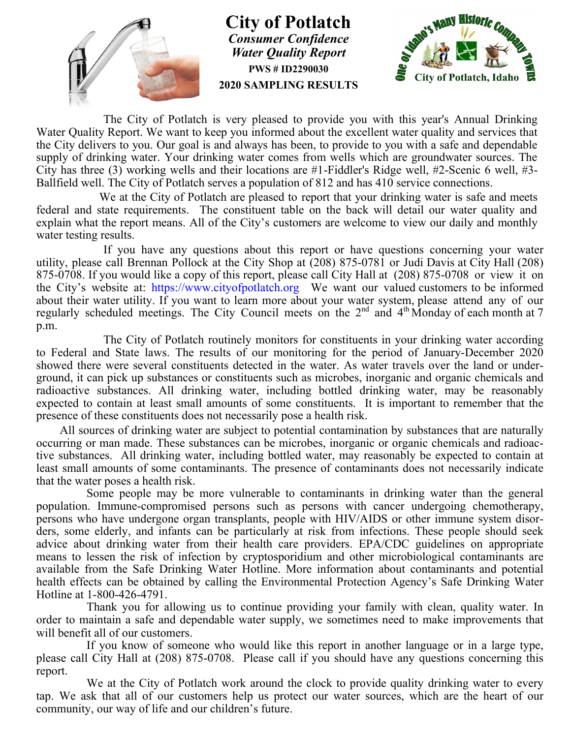# City of Potlatch

***Consumer Confidence Water Quality Report***

**PWS # ID2290030**

**2020 SAMPLING RESULTS**

The City of Potlatch is very pleased to provide you with this year's Annual Drinking Water Quality Report. We want to keep you informed about the excellent water quality and services that the City delivers to you. Our goal is and always has been, to provide to you with a safe and dependable supply of drinking water. Your drinking water comes from wells which are groundwater sources. The City has three (3) working wells and their locations are #1-Fiddler's Ridge well, #2-Scenic 6 well, #3-Ballfield well. The City of Potlatch serves a population of 812 and has 410 service connections.

We at the City of Potlatch are pleased to report that your drinking water is safe and meets federal and state requirements. The constituent table on the back will detail our water quality and explain what the report means. All of the City's customers are welcome to view our daily and monthly water testing results.

If you have any questions about this report or have questions concerning your water utility, please call Brennan Pollock at the City Shop at (208) 875-0781 or Judi Davis at City Hall (208) 875-0708. If you would like a copy of this report, please call City Hall at (208) 875-0708 or view it on the City's website at: https://www.cityofpotlatch.org We want our valued customers to be informed about their water utility. If you want to learn more about your water system, please attend any of our regularly scheduled meetings. The City Council meets on the 2nd and 4th Monday of each month at 7 p.m.

The City of Potlatch routinely monitors for constituents in your drinking water according to Federal and State laws. The results of our monitoring for the period of January-December 2020 showed there were several constituents detected in the water. As water travels over the land or underground, it can pick up substances or constituents such as microbes, inorganic and organic chemicals and radioactive substances. All drinking water, including bottled drinking water, may be reasonably expected to contain at least small amounts of some constituents. It is important to remember that the presence of these constituents does not necessarily pose a health risk.

All sources of drinking water are subject to potential contamination by substances that are naturally occurring or man made. These substances can be microbes, inorganic or organic chemicals and radioactive substances. All drinking water, including bottled water, may reasonably be expected to contain at least small amounts of some contaminants. The presence of contaminants does not necessarily indicate that the water poses a health risk.

Some people may be more vulnerable to contaminants in drinking water than the general population. Immune-compromised persons such as persons with cancer undergoing chemotherapy, persons who have undergone organ transplants, people with HIV/AIDS or other immune system disorders, some elderly, and infants can be particularly at risk from infections. These people should seek advice about drinking water from their health care providers. EPA/CDC guidelines on appropriate means to lessen the risk of infection by cryptosporidium and other microbiological contaminants are available from the Safe Drinking Water Hotline. More information about contaminants and potential health effects can be obtained by calling the Environmental Protection Agency's Safe Drinking Water Hotline at 1-800-426-4791.

Thank you for allowing us to continue providing your family with clean, quality water. In order to maintain a safe and dependable water supply, we sometimes need to make improvements that will benefit all of our customers.

If you know of someone who would like this report in another language or in a large type, please call City Hall at (208) 875-0708. Please call if you should have any questions concerning this report.

We at the City of Potlatch work around the clock to provide quality drinking water to every tap. We ask that all of our customers help us protect our water sources, which are the heart of our community, our way of life and our children's future.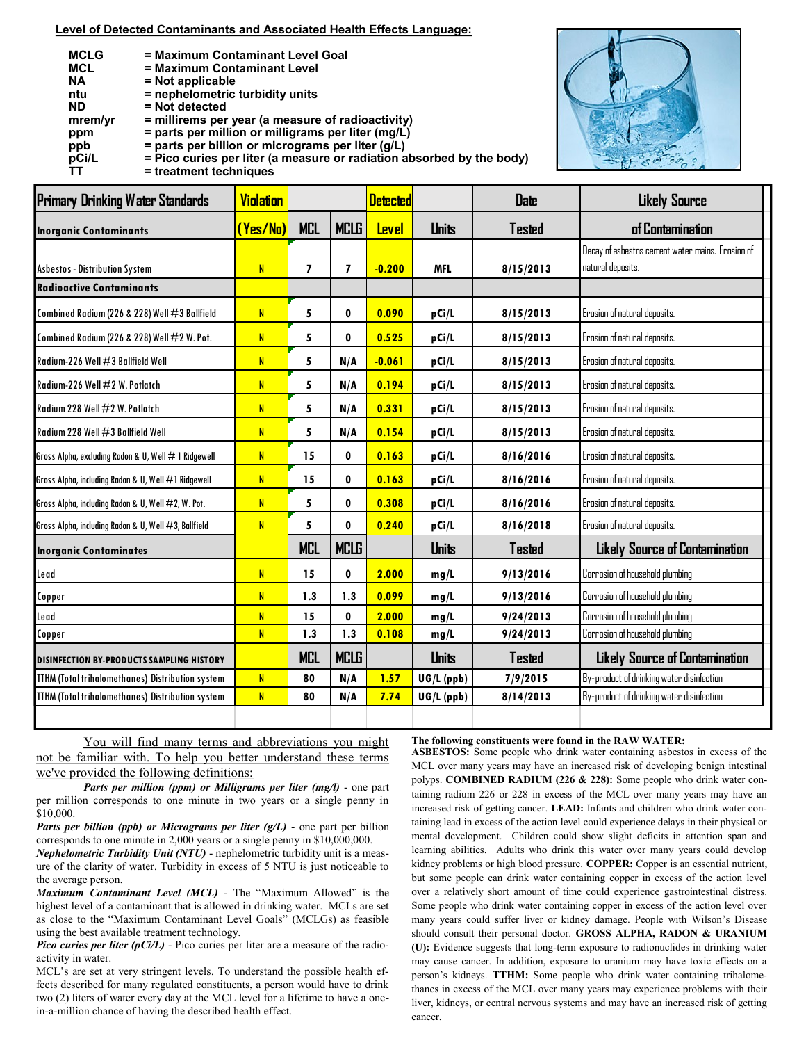**Level of Detected Contaminants and Associated Health Effects Language:**

| | |
|---|---|
| **MCLG** | **= Maximum Contaminant Level Goal** |
| **MCL** | **= Maximum Contaminant Level** |
| **NA** | **= Not applicable** |
| **ntu** | **= nephelometric turbidity units** |
| **ND** | **= Not detected** |
| **mrem/yr** | **= millirems per year (a measure of radioactivity)** |
| **ppm** | **= parts per million or milligrams per liter (mg/L)** |
| **ppb** | **= parts per billion or micrograms per liter (g/L)** |
| **pCi/L** | **= Pico curies per liter (a measure or radiation absorbed by the body)** |
| **TT** | **= treatment techniques** |

| Primary Drinking Water Standards | Violation | | | Detected | | Date | Likely Source |
|---|---|---|---|---|---|---|---|
| **Inorganic Contaminants** | (Yes/No) | MCL | MCLG | Level | Units | Tested | of Contamination |
| Asbestos - Distribution System | N | 7 | 7 | -0.200 | MFL | 8/15/2013 | Decay of asbestos cement water mains. Erosion of natural deposits. |
| **Radioactive Contaminants** | | | | | | | |
| Combined Radium (226 & 228) Well #3 Ballfield | N | 5 | 0 | 0.090 | pCi/L | 8/15/2013 | Erosion of natural deposits. |
| Combined Radium (226 & 228) Well #2 W. Pot. | N | 5 | 0 | 0.525 | pCi/L | 8/15/2013 | Erosion of natural deposits. |
| Radium-226 Well #3 Ballfield Well | N | 5 | N/A | -0.061 | pCi/L | 8/15/2013 | Erosion of natural deposits. |
| Radium-226 Well #2 W. Potlatch | N | 5 | N/A | 0.194 | pCi/L | 8/15/2013 | Erosion of natural deposits. |
| Radium 228 Well #2 W. Potlatch | N | 5 | N/A | 0.331 | pCi/L | 8/15/2013 | Erosion of natural deposits. |
| Radium 228 Well #3 Ballfield Well | N | 5 | N/A | 0.154 | pCi/L | 8/15/2013 | Erosion of natural deposits. |
| Gross Alpha, excluding Radon & U, Well # 1 Ridgewell | N | 15 | 0 | 0.163 | pCi/L | 8/16/2016 | Erosion of natural deposits. |
| Gross Alpha, including Radon & U, Well #1 Ridgewell | N | 15 | 0 | 0.163 | pCi/L | 8/16/2016 | Erosion of natural deposits. |
| Gross Alpha, including Radon & U, Well #2, W. Pot. | N | 5 | 0 | 0.308 | pCi/L | 8/16/2016 | Erosion of natural deposits. |
| Gross Alpha, including Radon & U, Well #3, Ballfield | N | 5 | 0 | 0.240 | pCi/L | 8/16/2018 | Erosion of natural deposits. |
| **Inorganic Contaminates** | | MCL | MCLG | | Units | Tested | Likely Source of Contamination |
| Lead | N | 15 | 0 | 2.000 | mg/L | 9/13/2016 | Corrosion of household plumbing |
| Copper | N | 1.3 | 1.3 | 0.099 | mg/L | 9/13/2016 | Corrosion of household plumbing |
| Lead | N | 15 | 0 | 2.000 | mg/L | 9/24/2013 | Corrosion of household plumbing |
| Copper | N | 1.3 | 1.3 | 0.108 | mg/L | 9/24/2013 | Corrosion of household plumbing |
| **DISINFECTION BY-PRODUCTS SAMPLING HISTORY** | | MCL | MCLG | | Units | Tested | Likely Source of Contamination |
| TTHM (Total trihalomethanes) Distribution system | N | 80 | N/A | 1.57 | UG/L (ppb) | 7/9/2015 | By-product of drinking water disinfection |
| TTHM (Total trihalomethanes) Distribution system | N | 80 | N/A | 7.74 | UG/L (ppb) | 8/14/2013 | By-product of drinking water disinfection |

You will find many terms and abbreviations you might not be familiar with. To help you better understand these terms we've provided the following definitions:

***Parts per million (ppm) or Milligrams per liter (mg/l)*** - one part per million corresponds to one minute in two years or a single penny in $10,000.

***Parts per billion (ppb) or Micrograms per liter (g/L)*** - one part per billion corresponds to one minute in 2,000 years or a single penny in $10,000,000.

***Nephelometric Turbidity Unit (NTU)*** - nephelometric turbidity unit is a measure of the clarity of water. Turbidity in excess of 5 NTU is just noticeable to the average person.

***Maximum Contaminant Level (MCL)*** - The "Maximum Allowed" is the highest level of a contaminant that is allowed in drinking water. MCLs are set as close to the "Maximum Contaminant Level Goals" (MCLGs) as feasible using the best available treatment technology.

***Pico curies per liter (pCi/L)*** - Pico curies per liter are a measure of the radioactivity in water.

MCL's are set at very stringent levels. To understand the possible health effects described for many regulated constituents, a person would have to drink two (2) liters of water every day at the MCL level for a lifetime to have a one-in-a-million chance of having the described health effect.

**The following constituents were found in the RAW WATER:**

**ASBESTOS:** Some people who drink water containing asbestos in excess of the MCL over many years may have an increased risk of developing benign intestinal polyps. **COMBINED RADIUM (226 & 228):** Some people who drink water containing radium 226 or 228 in excess of the MCL over many years may have an increased risk of getting cancer. **LEAD:** Infants and children who drink water containing lead in excess of the action level could experience delays in their physical or mental development. Children could show slight deficits in attention span and learning abilities. Adults who drink this water over many years could develop kidney problems or high blood pressure. **COPPER:** Copper is an essential nutrient, but some people can drink water containing copper in excess of the action level over a relatively short amount of time could experience gastrointestinal distress. Some people who drink water containing copper in excess of the action level over many years could suffer liver or kidney damage. People with Wilson's Disease should consult their personal doctor. **GROSS ALPHA, RADON & URANIUM (U):** Evidence suggests that long-term exposure to radionuclides in drinking water may cause cancer. In addition, exposure to uranium may have toxic effects on a person's kidneys. **TTHM:** Some people who drink water containing trihalomethanes in excess of the MCL over many years may experience problems with their liver, kidneys, or central nervous systems and may have an increased risk of getting cancer.